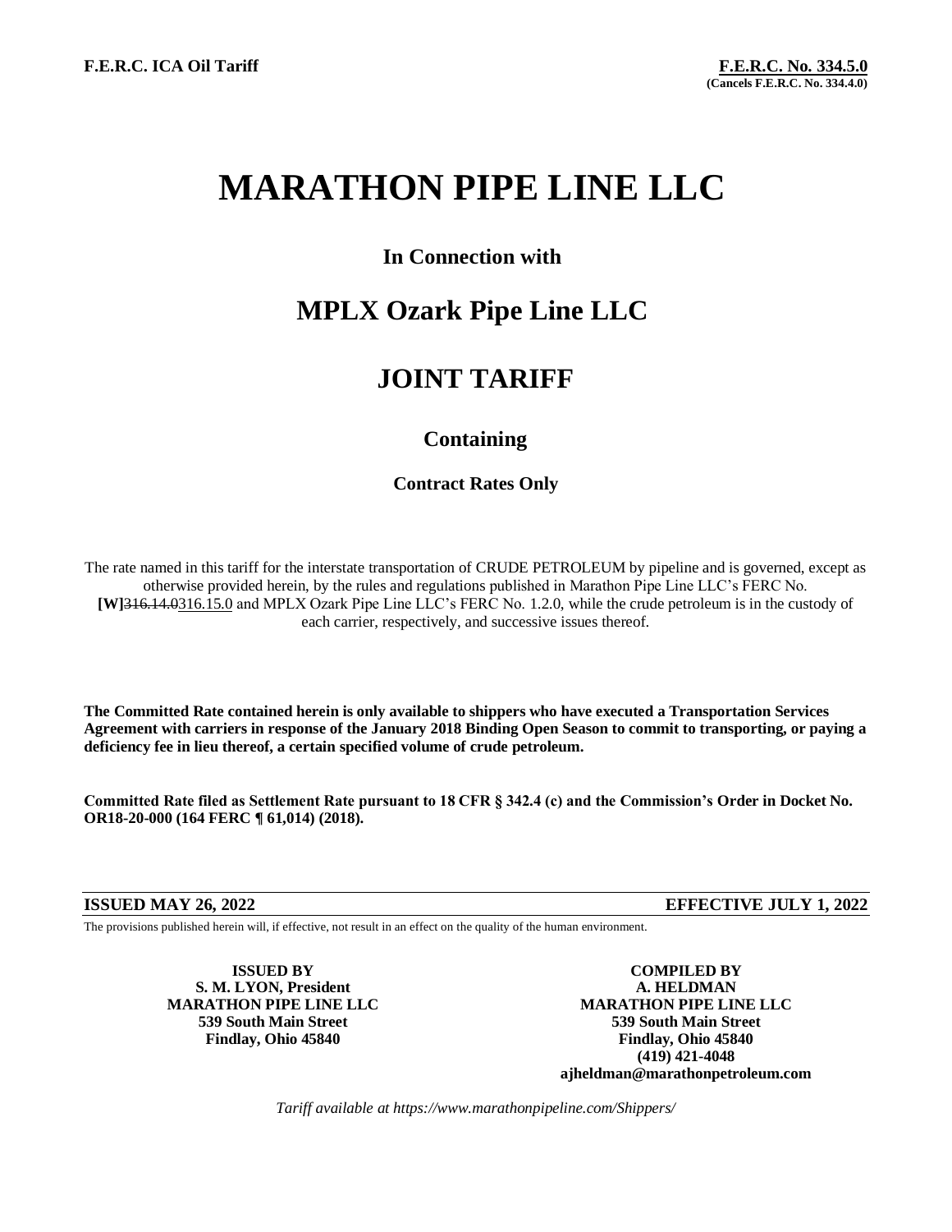**F.E.R.C. ICA Oil Tariff**

**F.E.R.C. No. 334.5.0**
**(Cancels F.E.R.C. No. 334.4.0)**

# MARATHON PIPE LINE LLC

### In Connection with

## MPLX Ozark Pipe Line LLC

## JOINT TARIFF

### Containing

**Contract Rates Only**

The rate named in this tariff for the interstate transportation of CRUDE PETROLEUM by pipeline and is governed, except as otherwise provided herein, by the rules and regulations published in Marathon Pipe Line LLC's FERC No. **[W]**~~316.14.0~~316.15.0 and MPLX Ozark Pipe Line LLC's FERC No. 1.2.0, while the crude petroleum is in the custody of each carrier, respectively, and successive issues thereof.

**The Committed Rate contained herein is only available to shippers who have executed a Transportation Services Agreement with carriers in response of the January 2018 Binding Open Season to commit to transporting, or paying a deficiency fee in lieu thereof, a certain specified volume of crude petroleum.**

**Committed Rate filed as Settlement Rate pursuant to 18 CFR § 342.4 (c) and the Commission's Order in Docket No. OR18-20-000 (164 FERC ¶ 61,014) (2018).**

**ISSUED MAY 26, 2022** **EFFECTIVE JULY 1, 2022**

The provisions published herein will, if effective, not result in an effect on the quality of the human environment.

**ISSUED BY**
**S. M. LYON, President**
**MARATHON PIPE LINE LLC**
**539 South Main Street**
**Findlay, Ohio 45840**

**COMPILED BY**
**A. HELDMAN**
**MARATHON PIPE LINE LLC**
**539 South Main Street**
**Findlay, Ohio 45840**
**(419) 421-4048**
**ajheldman@marathonpetroleum.com**

*Tariff available at https://www.marathonpipeline.com/Shippers/*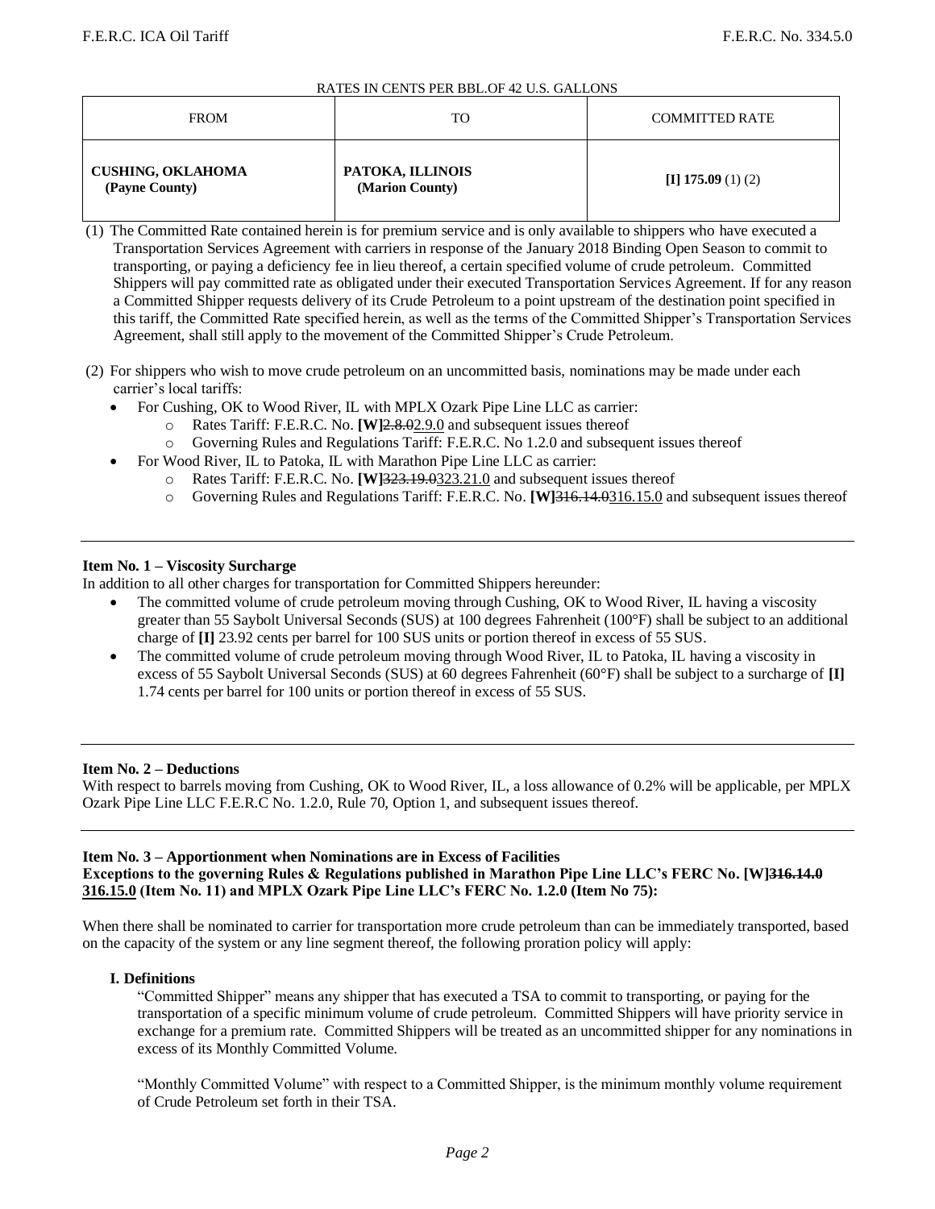RATES IN CENTS PER BBL.OF 42 U.S. GALLONS

| FROM | TO | COMMITTED RATE |
|---|---|---|
| **CUSHING, OKLAHOMA (Payne County)** | **PATOKA, ILLINOIS (Marion County)** | **[I] 175.09** (1) (2) |

(1) The Committed Rate contained herein is for premium service and is only available to shippers who have executed a Transportation Services Agreement with carriers in response of the January 2018 Binding Open Season to commit to transporting, or paying a deficiency fee in lieu thereof, a certain specified volume of crude petroleum. Committed Shippers will pay committed rate as obligated under their executed Transportation Services Agreement. If for any reason a Committed Shipper requests delivery of its Crude Petroleum to a point upstream of the destination point specified in this tariff, the Committed Rate specified herein, as well as the terms of the Committed Shipper's Transportation Services Agreement, shall still apply to the movement of the Committed Shipper's Crude Petroleum.

(2) For shippers who wish to move crude petroleum on an uncommitted basis, nominations may be made under each carrier's local tariffs:

- For Cushing, OK to Wood River, IL with MPLX Ozark Pipe Line LLC as carrier:
  - Rates Tariff: F.E.R.C. No. **[W]**~~2.8.0~~<u>2.9.0</u> and subsequent issues thereof
  - Governing Rules and Regulations Tariff: F.E.R.C. No 1.2.0 and subsequent issues thereof
- For Wood River, IL to Patoka, IL with Marathon Pipe Line LLC as carrier:
  - Rates Tariff: F.E.R.C. No. **[W]**~~323.19.0~~<u>323.21.0</u> and subsequent issues thereof
  - Governing Rules and Regulations Tariff: F.E.R.C. No. **[W]**~~316.14.0~~<u>316.15.0</u> and subsequent issues thereof

---

**Item No. 1 – Viscosity Surcharge**

In addition to all other charges for transportation for Committed Shippers hereunder:

- The committed volume of crude petroleum moving through Cushing, OK to Wood River, IL having a viscosity greater than 55 Saybolt Universal Seconds (SUS) at 100 degrees Fahrenheit (100°F) shall be subject to an additional charge of **[I]** 23.92 cents per barrel for 100 SUS units or portion thereof in excess of 55 SUS.
- The committed volume of crude petroleum moving through Wood River, IL to Patoka, IL having a viscosity in excess of 55 Saybolt Universal Seconds (SUS) at 60 degrees Fahrenheit (60°F) shall be subject to a surcharge of **[I]** 1.74 cents per barrel for 100 units or portion thereof in excess of 55 SUS.

---

**Item No. 2 – Deductions**

With respect to barrels moving from Cushing, OK to Wood River, IL, a loss allowance of 0.2% will be applicable, per MPLX Ozark Pipe Line LLC F.E.R.C No. 1.2.0, Rule 70, Option 1, and subsequent issues thereof.

---

**Item No. 3 – Apportionment when Nominations are in Excess of Facilities**

**Exceptions to the governing Rules & Regulations published in Marathon Pipe Line LLC's FERC No. [W]~~316.14.0~~ <u>316.15.0</u> (Item No. 11) and MPLX Ozark Pipe Line LLC's FERC No. 1.2.0 (Item No 75):**

When there shall be nominated to carrier for transportation more crude petroleum than can be immediately transported, based on the capacity of the system or any line segment thereof, the following proration policy will apply:

**I. Definitions**

"Committed Shipper" means any shipper that has executed a TSA to commit to transporting, or paying for the transportation of a specific minimum volume of crude petroleum. Committed Shippers will have priority service in exchange for a premium rate. Committed Shippers will be treated as an uncommitted shipper for any nominations in excess of its Monthly Committed Volume.

"Monthly Committed Volume" with respect to a Committed Shipper, is the minimum monthly volume requirement of Crude Petroleum set forth in their TSA.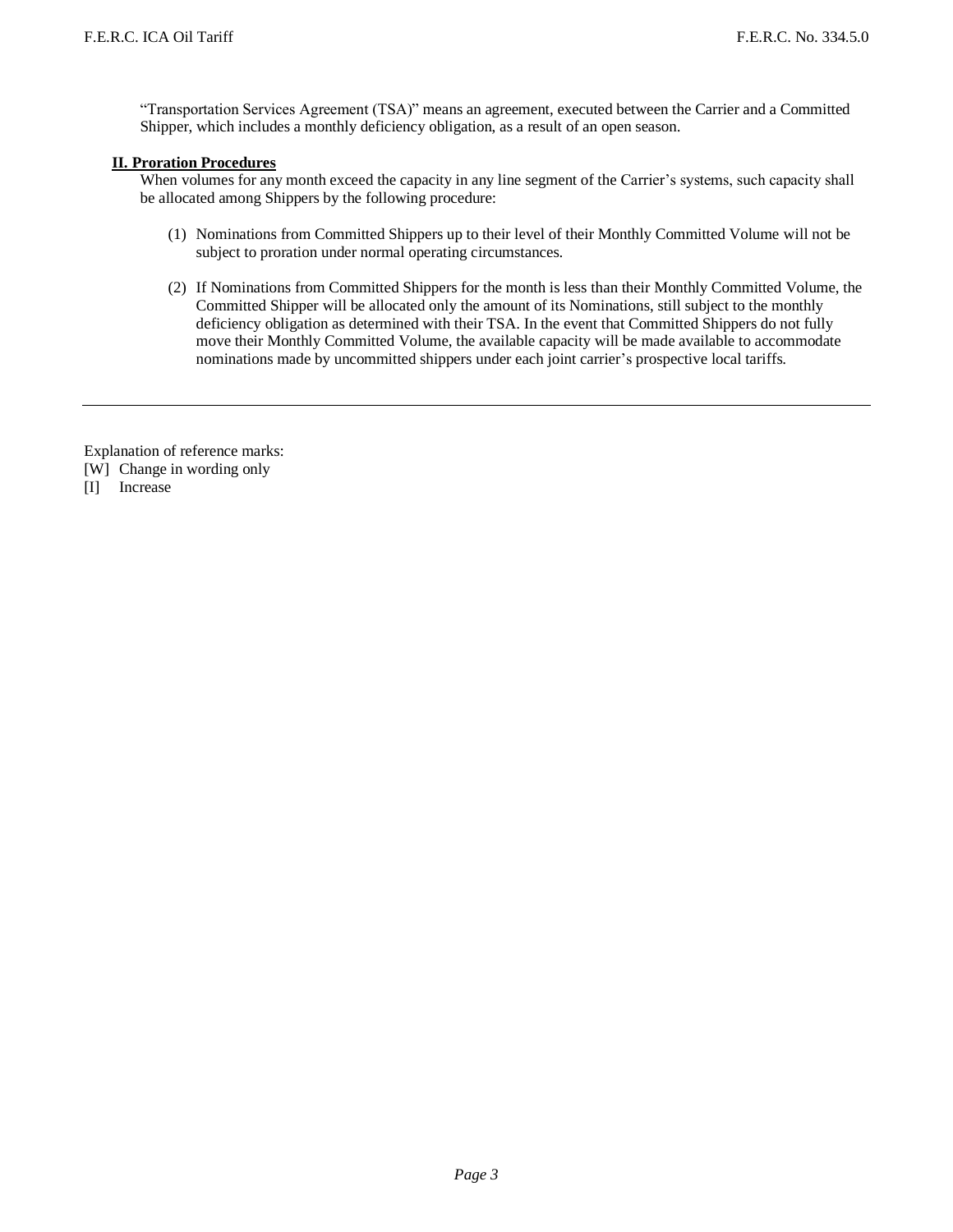"Transportation Services Agreement (TSA)" means an agreement, executed between the Carrier and a Committed Shipper, which includes a monthly deficiency obligation, as a result of an open season.

**II. Proration Procedures**

When volumes for any month exceed the capacity in any line segment of the Carrier's systems, such capacity shall be allocated among Shippers by the following procedure:

(1) Nominations from Committed Shippers up to their level of their Monthly Committed Volume will not be subject to proration under normal operating circumstances.

(2) If Nominations from Committed Shippers for the month is less than their Monthly Committed Volume, the Committed Shipper will be allocated only the amount of its Nominations, still subject to the monthly deficiency obligation as determined with their TSA. In the event that Committed Shippers do not fully move their Monthly Committed Volume, the available capacity will be made available to accommodate nominations made by uncommitted shippers under each joint carrier's prospective local tariffs.

---

Explanation of reference marks:
[W] Change in wording only
[I] Increase